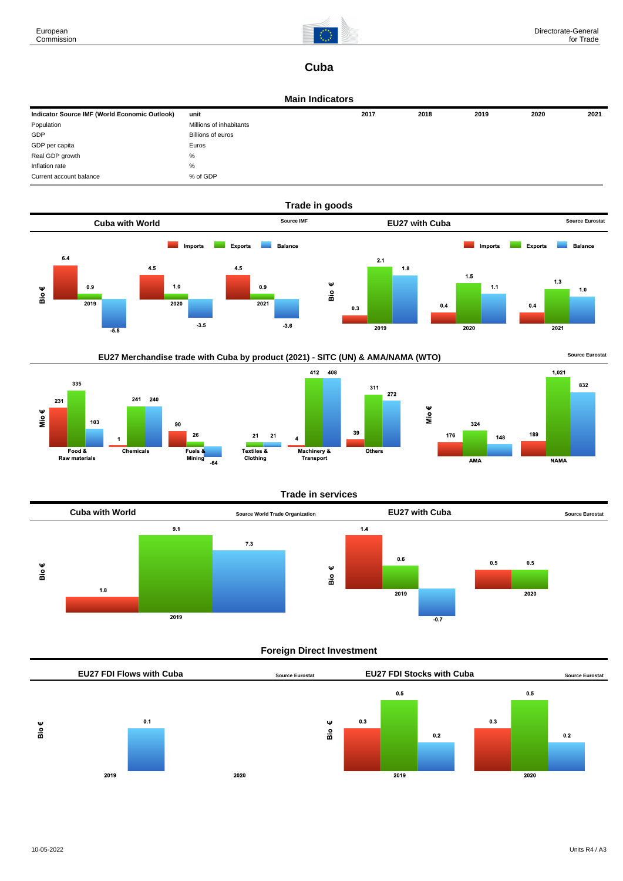# Cuba

## Main Indicators

| Indicator Source IMF (World Economic Outlook) | unit | 2017 | 2018 | 2019 | 2020 | 2021 |
|---|---|---|---|---|---|---|
| Population | Millions of inhabitants | | | | | |
| GDP | Billions of euros | | | | | |
| GDP per capita | Euros | | | | | |
| Real GDP growth | % | | | | | |
| Inflation rate | % | | | | | |
| Current account balance | % of GDP | | | | | |

## Trade in goods

### Cuba with World

Source IMF

Bio €

| | Imports | Exports | Balance |
|---|---|---|---|
| 2019 | 6.4 | 0.9 | -5.5 |
| 2020 | 4.5 | 1.0 | -3.5 |
| 2021 | 4.5 | 0.9 | -3.6 |

### EU27 with Cuba

Source Eurostat

Bio €

| | Imports | Exports | Balance |
|---|---|---|---|
| 2019 | 0.3 | 2.1 | 1.8 |
| 2020 | 0.4 | 1.5 | 1.1 |
| 2021 | 0.4 | 1.3 | 1.0 |

### EU27 Merchandise trade with Cuba by product (2021) - SITC (UN) & AMA/NAMA (WTO)

Source Eurostat

Mio €

| | Imports | Exports | Balance |
|---|---|---|---|
| Food & Raw materials | 231 | 335 | 103 |
| Chemicals | 1 | 241 | 240 |
| Fuels & Mining | 90 | 26 | -64 |
| Textiles & Clothing | | 21 | 21 |
| Machinery & Transport | 4 | 412 | 408 |
| Others | 39 | 311 | 272 |

Mio €

| | Imports | Exports | Balance |
|---|---|---|---|
| AMA | 176 | 324 | 148 |
| NAMA | 189 | 1,021 | 832 |

## Trade in services

### Cuba with World

Source World Trade Organization

Bio €

| | Imports | Exports | Balance |
|---|---|---|---|
| 2019 | 1.8 | 9.1 | 7.3 |

### EU27 with Cuba

Source Eurostat

Bio €

| | Imports | Exports | Balance |
|---|---|---|---|
| 2019 | 1.4 | 0.6 | -0.7 |
| 2020 | 0.5 | 0.5 | |

## Foreign Direct Investment

### EU27 FDI Flows with Cuba

Source Eurostat

Bio €

| | Inward | Outward | Balance |
|---|---|---|---|
| 2019 | | | 0.1 |
| 2020 | | | |

### EU27 FDI Stocks with Cuba

Source Eurostat

Bio €

| | Inward | Outward | Balance |
|---|---|---|---|
| 2019 | 0.3 | 0.5 | 0.2 |
| 2020 | 0.3 | 0.5 | 0.2 |

10-05-2022

Units R4 / A3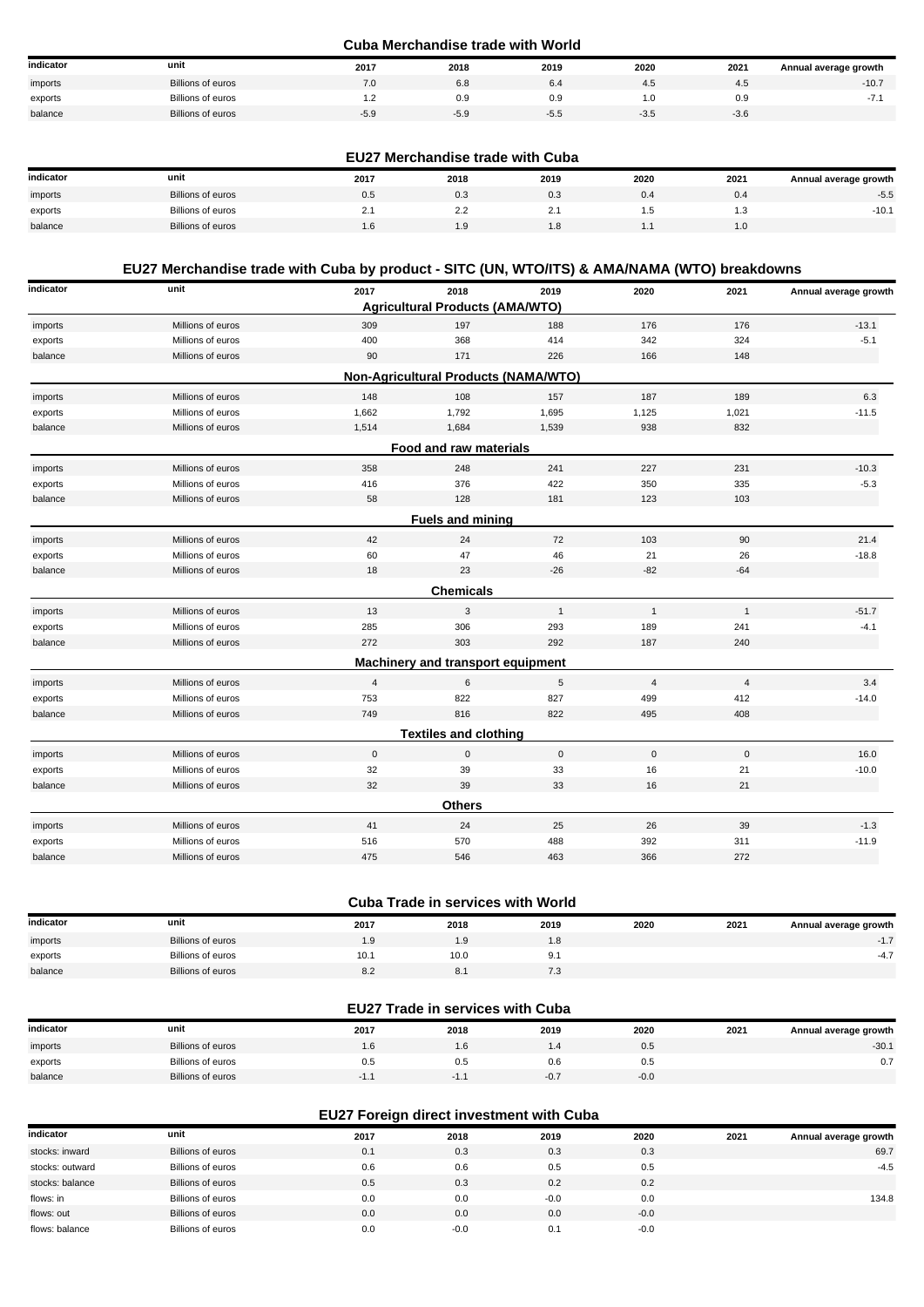## Cuba Merchandise trade with World

| indicator | unit | 2017 | 2018 | 2019 | 2020 | 2021 | Annual average growth |
|---|---|---|---|---|---|---|---|
| imports | Billions of euros | 7.0 | 6.8 | 6.4 | 4.5 | 4.5 | -10.7 |
| exports | Billions of euros | 1.2 | 0.9 | 0.9 | 1.0 | 0.9 | -7.1 |
| balance | Billions of euros | -5.9 | -5.9 | -5.5 | -3.5 | -3.6 | |

## EU27 Merchandise trade with Cuba

| indicator | unit | 2017 | 2018 | 2019 | 2020 | 2021 | Annual average growth |
|---|---|---|---|---|---|---|---|
| imports | Billions of euros | 0.5 | 0.3 | 0.3 | 0.4 | 0.4 | -5.5 |
| exports | Billions of euros | 2.1 | 2.2 | 2.1 | 1.5 | 1.3 | -10.1 |
| balance | Billions of euros | 1.6 | 1.9 | 1.8 | 1.1 | 1.0 | |

## EU27 Merchandise trade with Cuba by product - SITC (UN, WTO/ITS) & AMA/NAMA (WTO) breakdowns

| indicator | unit | 2017 | 2018 | 2019 | 2020 | 2021 | Annual average growth |
|---|---|---|---|---|---|---|---|
| **Agricultural Products (AMA/WTO)** | | | | | | | |
| imports | Millions of euros | 309 | 197 | 188 | 176 | 176 | -13.1 |
| exports | Millions of euros | 400 | 368 | 414 | 342 | 324 | -5.1 |
| balance | Millions of euros | 90 | 171 | 226 | 166 | 148 | |
| **Non-Agricultural Products (NAMA/WTO)** | | | | | | | |
| imports | Millions of euros | 148 | 108 | 157 | 187 | 189 | 6.3 |
| exports | Millions of euros | 1,662 | 1,792 | 1,695 | 1,125 | 1,021 | -11.5 |
| balance | Millions of euros | 1,514 | 1,684 | 1,539 | 938 | 832 | |
| **Food and raw materials** | | | | | | | |
| imports | Millions of euros | 358 | 248 | 241 | 227 | 231 | -10.3 |
| exports | Millions of euros | 416 | 376 | 422 | 350 | 335 | -5.3 |
| balance | Millions of euros | 58 | 128 | 181 | 123 | 103 | |
| **Fuels and mining** | | | | | | | |
| imports | Millions of euros | 42 | 24 | 72 | 103 | 90 | 21.4 |
| exports | Millions of euros | 60 | 47 | 46 | 21 | 26 | -18.8 |
| balance | Millions of euros | 18 | 23 | -26 | -82 | -64 | |
| **Chemicals** | | | | | | | |
| imports | Millions of euros | 13 | 3 | 1 | 1 | 1 | -51.7 |
| exports | Millions of euros | 285 | 306 | 293 | 189 | 241 | -4.1 |
| balance | Millions of euros | 272 | 303 | 292 | 187 | 240 | |
| **Machinery and transport equipment** | | | | | | | |
| imports | Millions of euros | 4 | 6 | 5 | 4 | 4 | 3.4 |
| exports | Millions of euros | 753 | 822 | 827 | 499 | 412 | -14.0 |
| balance | Millions of euros | 749 | 816 | 822 | 495 | 408 | |
| **Textiles and clothing** | | | | | | | |
| imports | Millions of euros | 0 | 0 | 0 | 0 | 0 | 16.0 |
| exports | Millions of euros | 32 | 39 | 33 | 16 | 21 | -10.0 |
| balance | Millions of euros | 32 | 39 | 33 | 16 | 21 | |
| **Others** | | | | | | | |
| imports | Millions of euros | 41 | 24 | 25 | 26 | 39 | -1.3 |
| exports | Millions of euros | 516 | 570 | 488 | 392 | 311 | -11.9 |
| balance | Millions of euros | 475 | 546 | 463 | 366 | 272 | |

## Cuba Trade in services with World

| indicator | unit | 2017 | 2018 | 2019 | 2020 | 2021 | Annual average growth |
|---|---|---|---|---|---|---|---|
| imports | Billions of euros | 1.9 | 1.9 | 1.8 | | | -1.7 |
| exports | Billions of euros | 10.1 | 10.0 | 9.1 | | | -4.7 |
| balance | Billions of euros | 8.2 | 8.1 | 7.3 | | | |

## EU27 Trade in services with Cuba

| indicator | unit | 2017 | 2018 | 2019 | 2020 | 2021 | Annual average growth |
|---|---|---|---|---|---|---|---|
| imports | Billions of euros | 1.6 | 1.6 | 1.4 | 0.5 | | -30.1 |
| exports | Billions of euros | 0.5 | 0.5 | 0.6 | 0.5 | | 0.7 |
| balance | Billions of euros | -1.1 | -1.1 | -0.7 | -0.0 | | |

## EU27 Foreign direct investment with Cuba

| indicator | unit | 2017 | 2018 | 2019 | 2020 | 2021 | Annual average growth |
|---|---|---|---|---|---|---|---|
| stocks: inward | Billions of euros | 0.1 | 0.3 | 0.3 | 0.3 | | 69.7 |
| stocks: outward | Billions of euros | 0.6 | 0.6 | 0.5 | 0.5 | | -4.5 |
| stocks: balance | Billions of euros | 0.5 | 0.3 | 0.2 | 0.2 | | |
| flows: in | Billions of euros | 0.0 | 0.0 | -0.0 | 0.0 | | 134.8 |
| flows: out | Billions of euros | 0.0 | 0.0 | 0.0 | -0.0 | | |
| flows: balance | Billions of euros | 0.0 | -0.0 | 0.1 | -0.0 | | |